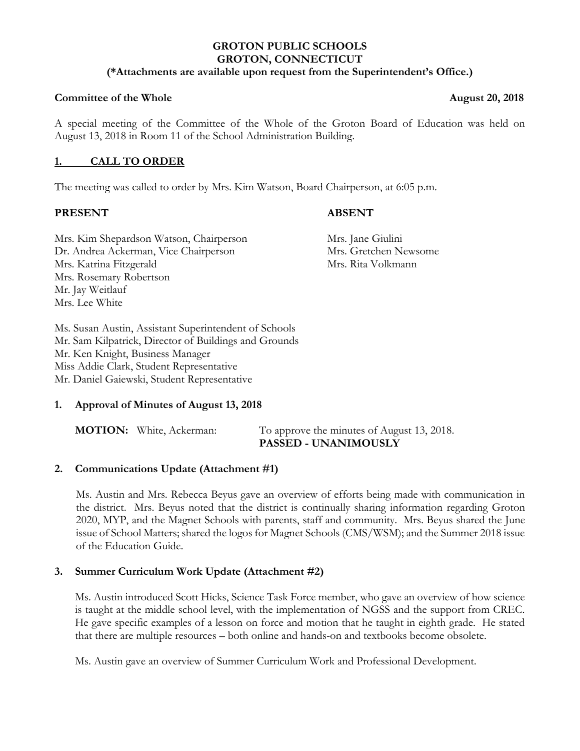**GROTON PUBLIC SCHOOLS**
**GROTON, CONNECTICUT**
**(*Attachments are available upon request from the Superintendent's Office.)**

**Committee of the Whole** **August 20, 2018**

A special meeting of the Committee of the Whole of the Groton Board of Education was held on August 13, 2018 in Room 11 of the School Administration Building.

## 1. CALL TO ORDER

The meeting was called to order by Mrs. Kim Watson, Board Chairperson, at 6:05 p.m.

**PRESENT**

Mrs. Kim Shepardson Watson, Chairperson
Dr. Andrea Ackerman, Vice Chairperson
Mrs. Katrina Fitzgerald
Mrs. Rosemary Robertson
Mr. Jay Weitlauf
Mrs. Lee White

**ABSENT**

Mrs. Jane Giulini
Mrs. Gretchen Newsome
Mrs. Rita Volkmann

Ms. Susan Austin, Assistant Superintendent of Schools
Mr. Sam Kilpatrick, Director of Buildings and Grounds
Mr. Ken Knight, Business Manager
Miss Addie Clark, Student Representative
Mr. Daniel Gaiewski, Student Representative

### 1. Approval of Minutes of August 13, 2018

**MOTION:** White, Ackerman: To approve the minutes of August 13, 2018.
**PASSED - UNANIMOUSLY**

### 2. Communications Update (Attachment #1)

Ms. Austin and Mrs. Rebecca Beyus gave an overview of efforts being made with communication in the district. Mrs. Beyus noted that the district is continually sharing information regarding Groton 2020, MYP, and the Magnet Schools with parents, staff and community. Mrs. Beyus shared the June issue of School Matters; shared the logos for Magnet Schools (CMS/WSM); and the Summer 2018 issue of the Education Guide.

### 3. Summer Curriculum Work Update (Attachment #2)

Ms. Austin introduced Scott Hicks, Science Task Force member, who gave an overview of how science is taught at the middle school level, with the implementation of NGSS and the support from CREC. He gave specific examples of a lesson on force and motion that he taught in eighth grade. He stated that there are multiple resources – both online and hands-on and textbooks become obsolete.

Ms. Austin gave an overview of Summer Curriculum Work and Professional Development.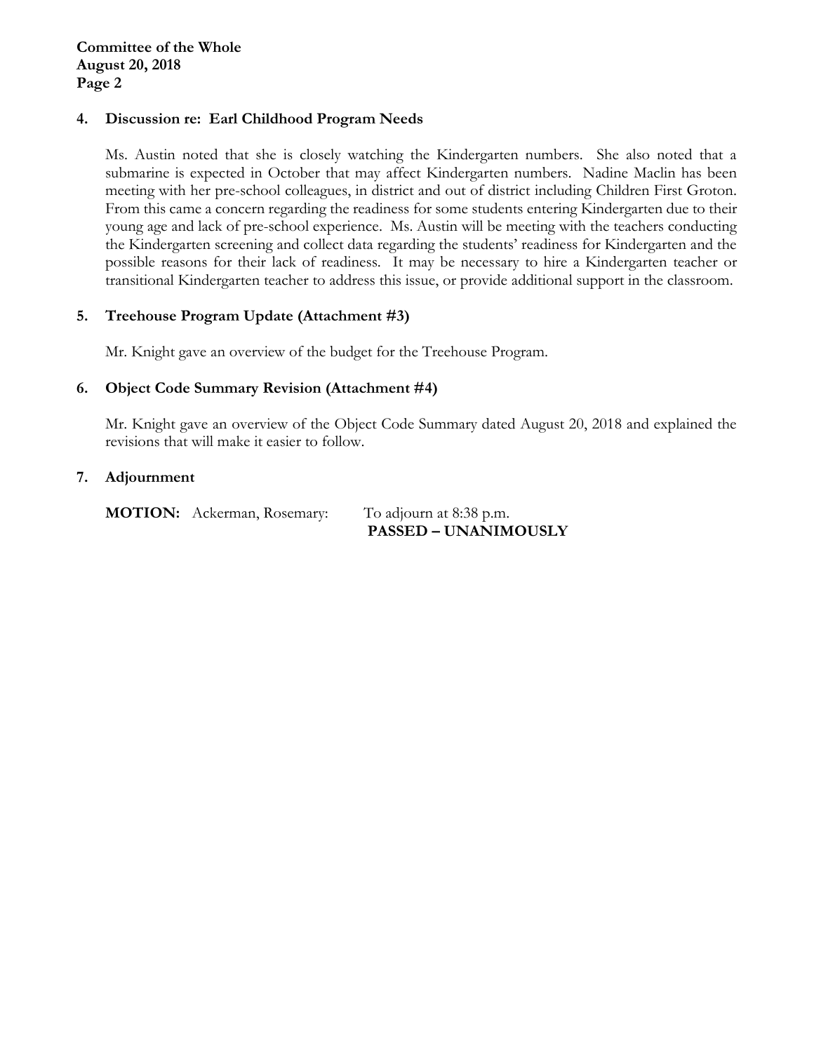**4. Discussion re: Earl Childhood Program Needs**

Ms. Austin noted that she is closely watching the Kindergarten numbers. She also noted that a submarine is expected in October that may affect Kindergarten numbers. Nadine Maclin has been meeting with her pre-school colleagues, in district and out of district including Children First Groton. From this came a concern regarding the readiness for some students entering Kindergarten due to their young age and lack of pre-school experience. Ms. Austin will be meeting with the teachers conducting the Kindergarten screening and collect data regarding the students' readiness for Kindergarten and the possible reasons for their lack of readiness. It may be necessary to hire a Kindergarten teacher or transitional Kindergarten teacher to address this issue, or provide additional support in the classroom.

**5. Treehouse Program Update (Attachment #3)**

Mr. Knight gave an overview of the budget for the Treehouse Program.

**6. Object Code Summary Revision (Attachment #4)**

Mr. Knight gave an overview of the Object Code Summary dated August 20, 2018 and explained the revisions that will make it easier to follow.

**7. Adjournment**

**MOTION:** Ackerman, Rosemary: To adjourn at 8:38 p.m.
**PASSED – UNANIMOUSLY**